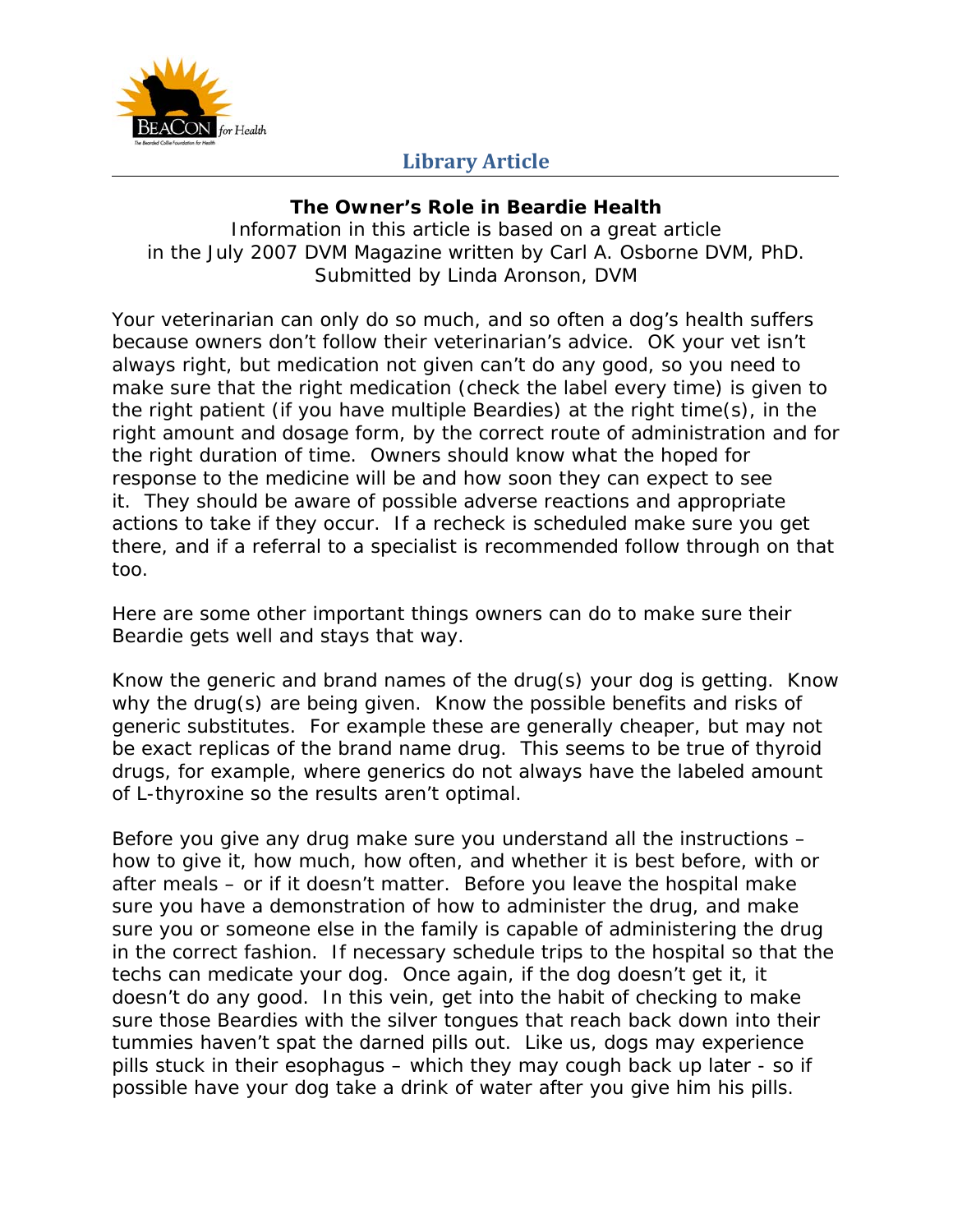**Library Article**

## The Owner's Role in Beardie Health

Information in this article is based on a great article in the July 2007 DVM Magazine written by Carl A. Osborne DVM, PhD.
Submitted by Linda Aronson, DVM

Your veterinarian can only do so much, and so often a dog's health suffers because owners don't follow their veterinarian's advice. OK your vet isn't always right, but medication not given can't do any good, so you need to make sure that the right medication (check the label every time) is given to the right patient (if you have multiple Beardies) at the right time(s), in the right amount and dosage form, by the correct route of administration and for the right duration of time. Owners should know what the hoped for response to the medicine will be and how soon they can expect to see it. They should be aware of possible adverse reactions and appropriate actions to take if they occur. If a recheck is scheduled make sure you get there, and if a referral to a specialist is recommended follow through on that too.

Here are some other important things owners can do to make sure their Beardie gets well and stays that way.

Know the generic and brand names of the drug(s) your dog is getting. Know why the drug(s) are being given. Know the possible benefits and risks of generic substitutes. For example these are generally cheaper, but may not be exact replicas of the brand name drug. This seems to be true of thyroid drugs, for example, where generics do not always have the labeled amount of L-thyroxine so the results aren't optimal.

Before you give any drug make sure you understand all the instructions – how to give it, how much, how often, and whether it is best before, with or after meals – or if it doesn't matter. Before you leave the hospital make sure you have a demonstration of how to administer the drug, and make sure you or someone else in the family is capable of administering the drug in the correct fashion. If necessary schedule trips to the hospital so that the techs can medicate your dog. Once again, if the dog doesn't get it, it doesn't do any good. In this vein, get into the habit of checking to make sure those Beardies with the silver tongues that reach back down into their tummies haven't spat the darned pills out. Like us, dogs may experience pills stuck in their esophagus – which they may cough back up later - so if possible have your dog take a drink of water after you give him his pills.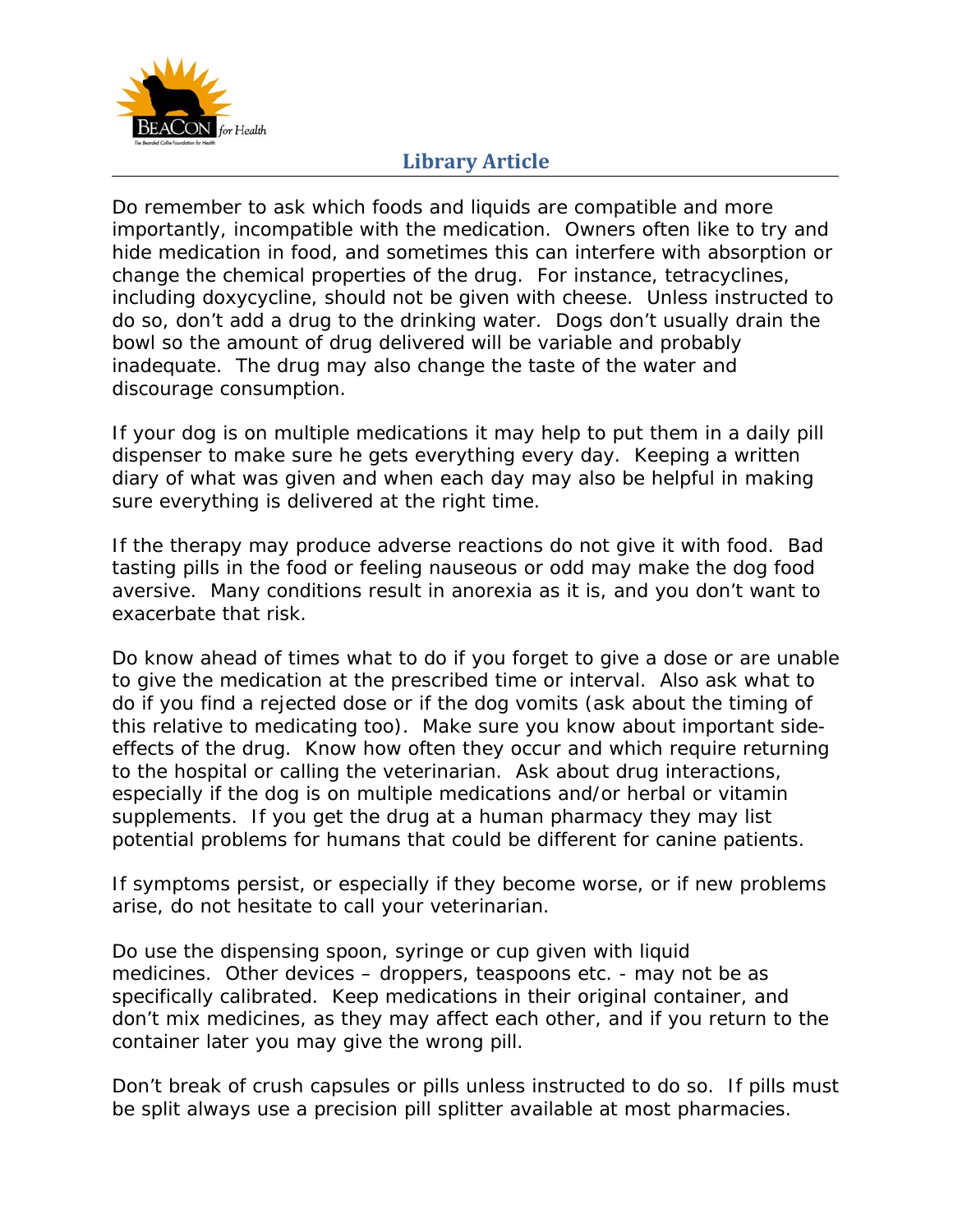Do remember to ask which foods and liquids are compatible and more importantly, incompatible with the medication. Owners often like to try and hide medication in food, and sometimes this can interfere with absorption or change the chemical properties of the drug. For instance, tetracyclines, including doxycycline, should not be given with cheese. Unless instructed to do so, don't add a drug to the drinking water. Dogs don't usually drain the bowl so the amount of drug delivered will be variable and probably inadequate. The drug may also change the taste of the water and discourage consumption.

If your dog is on multiple medications it may help to put them in a daily pill dispenser to make sure he gets everything every day. Keeping a written diary of what was given and when each day may also be helpful in making sure everything is delivered at the right time.

If the therapy may produce adverse reactions do not give it with food. Bad tasting pills in the food or feeling nauseous or odd may make the dog food aversive. Many conditions result in anorexia as it is, and you don't want to exacerbate that risk.

Do know ahead of times what to do if you forget to give a dose or are unable to give the medication at the prescribed time or interval. Also ask what to do if you find a rejected dose or if the dog vomits (ask about the timing of this relative to medicating too). Make sure you know about important side-effects of the drug. Know how often they occur and which require returning to the hospital or calling the veterinarian. Ask about drug interactions, especially if the dog is on multiple medications and/or herbal or vitamin supplements. If you get the drug at a human pharmacy they may list potential problems for humans that could be different for canine patients.

If symptoms persist, or especially if they become worse, or if new problems arise, do not hesitate to call your veterinarian.

Do use the dispensing spoon, syringe or cup given with liquid medicines. Other devices – droppers, teaspoons etc. - may not be as specifically calibrated. Keep medications in their original container, and don't mix medicines, as they may affect each other, and if you return to the container later you may give the wrong pill.

Don't break of crush capsules or pills unless instructed to do so. If pills must be split always use a precision pill splitter available at most pharmacies.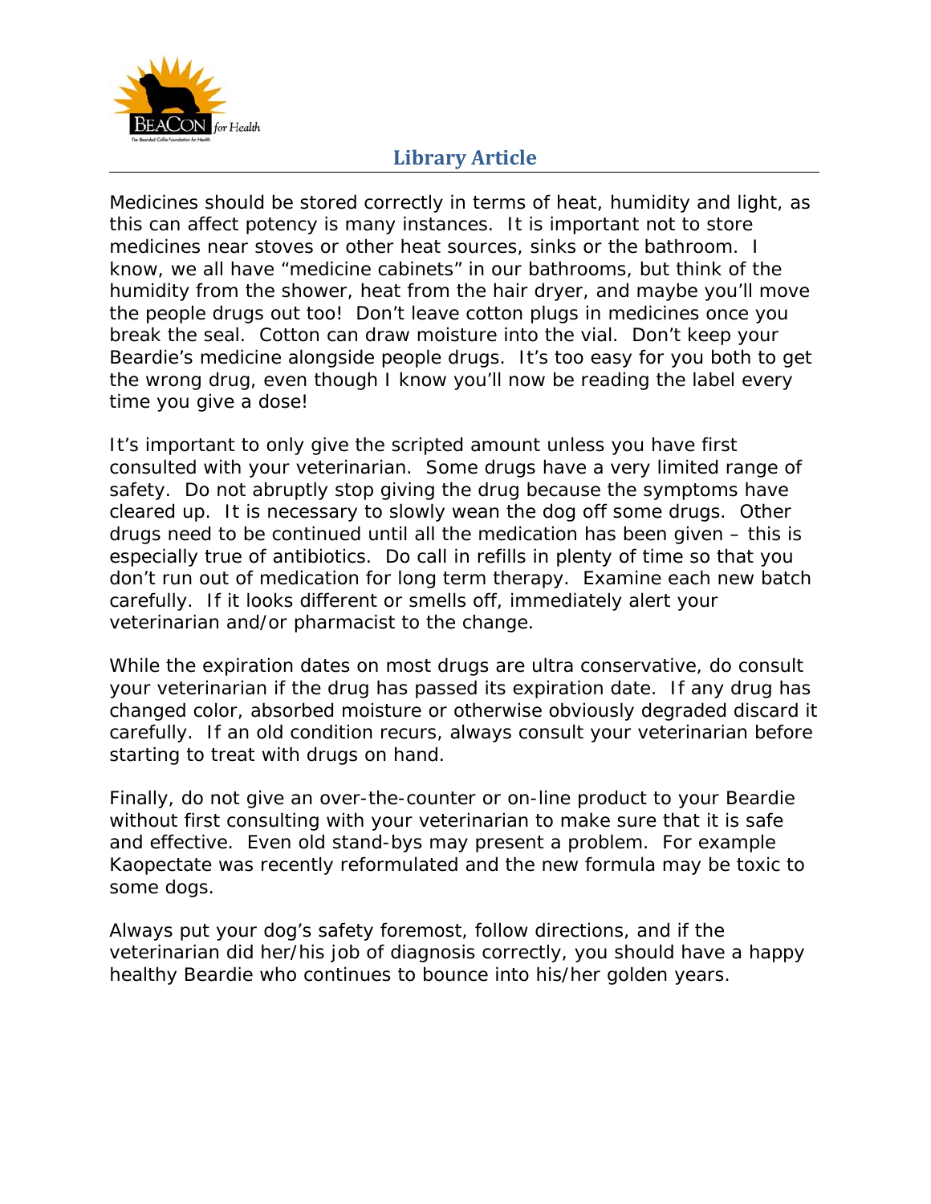Medicines should be stored correctly in terms of heat, humidity and light, as this can affect potency is many instances. It is important not to store medicines near stoves or other heat sources, sinks or the bathroom. I know, we all have "medicine cabinets" in our bathrooms, but think of the humidity from the shower, heat from the hair dryer, and maybe you'll move the people drugs out too! Don't leave cotton plugs in medicines once you break the seal. Cotton can draw moisture into the vial. Don't keep your Beardie's medicine alongside people drugs. It's too easy for you both to get the wrong drug, even though I know you'll now be reading the label every time you give a dose!

It's important to only give the scripted amount unless you have first consulted with your veterinarian. Some drugs have a very limited range of safety. Do not abruptly stop giving the drug because the symptoms have cleared up. It is necessary to slowly wean the dog off some drugs. Other drugs need to be continued until all the medication has been given – this is especially true of antibiotics. Do call in refills in plenty of time so that you don't run out of medication for long term therapy. Examine each new batch carefully. If it looks different or smells off, immediately alert your veterinarian and/or pharmacist to the change.

While the expiration dates on most drugs are ultra conservative, do consult your veterinarian if the drug has passed its expiration date. If any drug has changed color, absorbed moisture or otherwise obviously degraded discard it carefully. If an old condition recurs, always consult your veterinarian before starting to treat with drugs on hand.

Finally, do not give an over-the-counter or on-line product to your Beardie without first consulting with your veterinarian to make sure that it is safe and effective. Even old stand-bys may present a problem. For example Kaopectate was recently reformulated and the new formula may be toxic to some dogs.

Always put your dog's safety foremost, follow directions, and if the veterinarian did her/his job of diagnosis correctly, you should have a happy healthy Beardie who continues to bounce into his/her golden years.